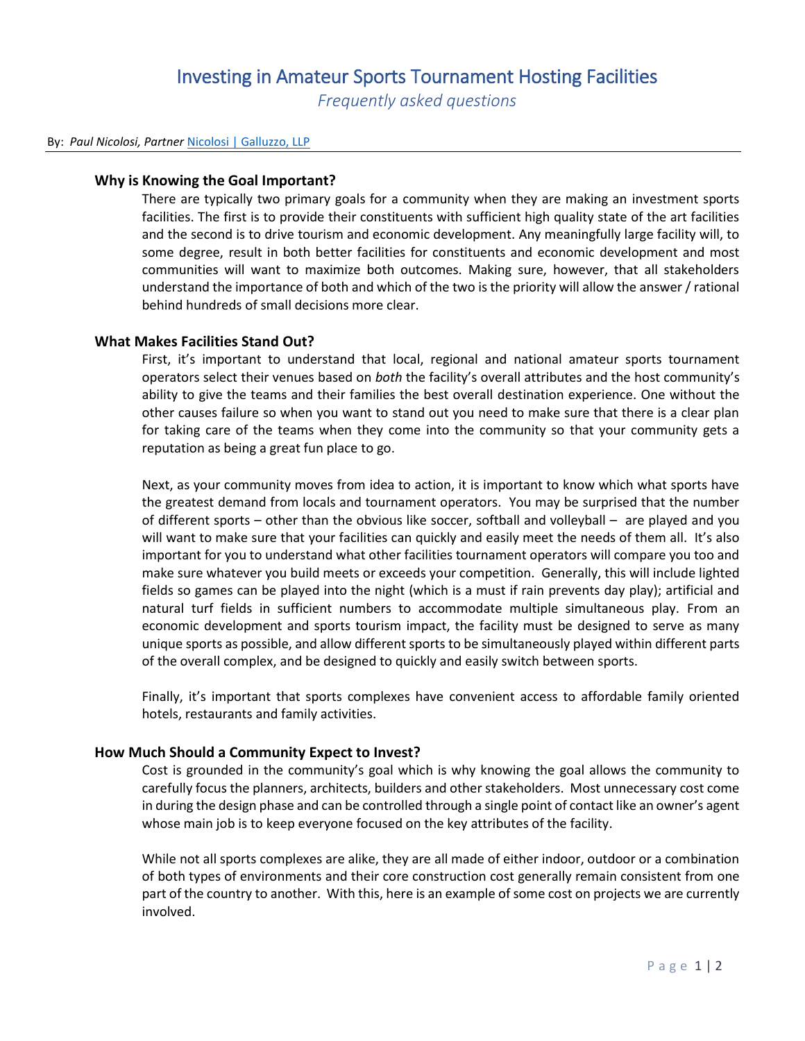# Investing in Amateur Sports Tournament Hosting Facilities

*Frequently asked questions*

By: *Paul Nicolosi, Partner* Nicolosi | Galluzzo, LLP

### Why is Knowing the Goal Important?

There are typically two primary goals for a community when they are making an investment sports facilities. The first is to provide their constituents with sufficient high quality state of the art facilities and the second is to drive tourism and economic development. Any meaningfully large facility will, to some degree, result in both better facilities for constituents and economic development and most communities will want to maximize both outcomes. Making sure, however, that all stakeholders understand the importance of both and which of the two is the priority will allow the answer / rational behind hundreds of small decisions more clear.

### What Makes Facilities Stand Out?

First, it's important to understand that local, regional and national amateur sports tournament operators select their venues based on *both* the facility's overall attributes and the host community's ability to give the teams and their families the best overall destination experience. One without the other causes failure so when you want to stand out you need to make sure that there is a clear plan for taking care of the teams when they come into the community so that your community gets a reputation as being a great fun place to go.

Next, as your community moves from idea to action, it is important to know which what sports have the greatest demand from locals and tournament operators. You may be surprised that the number of different sports – other than the obvious like soccer, softball and volleyball – are played and you will want to make sure that your facilities can quickly and easily meet the needs of them all. It's also important for you to understand what other facilities tournament operators will compare you too and make sure whatever you build meets or exceeds your competition. Generally, this will include lighted fields so games can be played into the night (which is a must if rain prevents day play); artificial and natural turf fields in sufficient numbers to accommodate multiple simultaneous play. From an economic development and sports tourism impact, the facility must be designed to serve as many unique sports as possible, and allow different sports to be simultaneously played within different parts of the overall complex, and be designed to quickly and easily switch between sports.

Finally, it's important that sports complexes have convenient access to affordable family oriented hotels, restaurants and family activities.

### How Much Should a Community Expect to Invest?

Cost is grounded in the community's goal which is why knowing the goal allows the community to carefully focus the planners, architects, builders and other stakeholders. Most unnecessary cost come in during the design phase and can be controlled through a single point of contact like an owner's agent whose main job is to keep everyone focused on the key attributes of the facility.

While not all sports complexes are alike, they are all made of either indoor, outdoor or a combination of both types of environments and their core construction cost generally remain consistent from one part of the country to another. With this, here is an example of some cost on projects we are currently involved.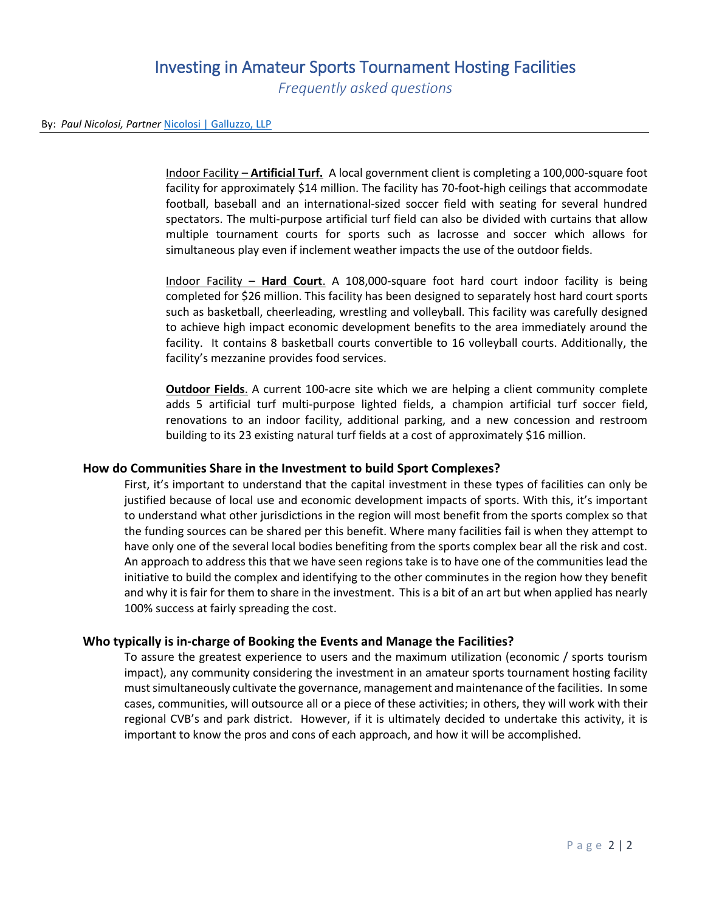# Investing in Amateur Sports Tournament Hosting Facilities

*Frequently asked questions*

By: *Paul Nicolosi, Partner* Nicolosi | Galluzzo, LLP

Indoor Facility – **Artificial Turf.** A local government client is completing a 100,000-square foot facility for approximately $14 million. The facility has 70-foot-high ceilings that accommodate football, baseball and an international-sized soccer field with seating for several hundred spectators. The multi-purpose artificial turf field can also be divided with curtains that allow multiple tournament courts for sports such as lacrosse and soccer which allows for simultaneous play even if inclement weather impacts the use of the outdoor fields.

Indoor Facility – **Hard Court**. A 108,000-square foot hard court indoor facility is being completed for $26 million. This facility has been designed to separately host hard court sports such as basketball, cheerleading, wrestling and volleyball. This facility was carefully designed to achieve high impact economic development benefits to the area immediately around the facility. It contains 8 basketball courts convertible to 16 volleyball courts. Additionally, the facility's mezzanine provides food services.

**Outdoor Fields**. A current 100-acre site which we are helping a client community complete adds 5 artificial turf multi-purpose lighted fields, a champion artificial turf soccer field, renovations to an indoor facility, additional parking, and a new concession and restroom building to its 23 existing natural turf fields at a cost of approximately $16 million.

### How do Communities Share in the Investment to build Sport Complexes?

First, it's important to understand that the capital investment in these types of facilities can only be justified because of local use and economic development impacts of sports. With this, it's important to understand what other jurisdictions in the region will most benefit from the sports complex so that the funding sources can be shared per this benefit. Where many facilities fail is when they attempt to have only one of the several local bodies benefiting from the sports complex bear all the risk and cost. An approach to address this that we have seen regions take is to have one of the communities lead the initiative to build the complex and identifying to the other comminutes in the region how they benefit and why it is fair for them to share in the investment. This is a bit of an art but when applied has nearly 100% success at fairly spreading the cost.

### Who typically is in-charge of Booking the Events and Manage the Facilities?

To assure the greatest experience to users and the maximum utilization (economic / sports tourism impact), any community considering the investment in an amateur sports tournament hosting facility must simultaneously cultivate the governance, management and maintenance of the facilities. In some cases, communities, will outsource all or a piece of these activities; in others, they will work with their regional CVB's and park district. However, if it is ultimately decided to undertake this activity, it is important to know the pros and cons of each approach, and how it will be accomplished.